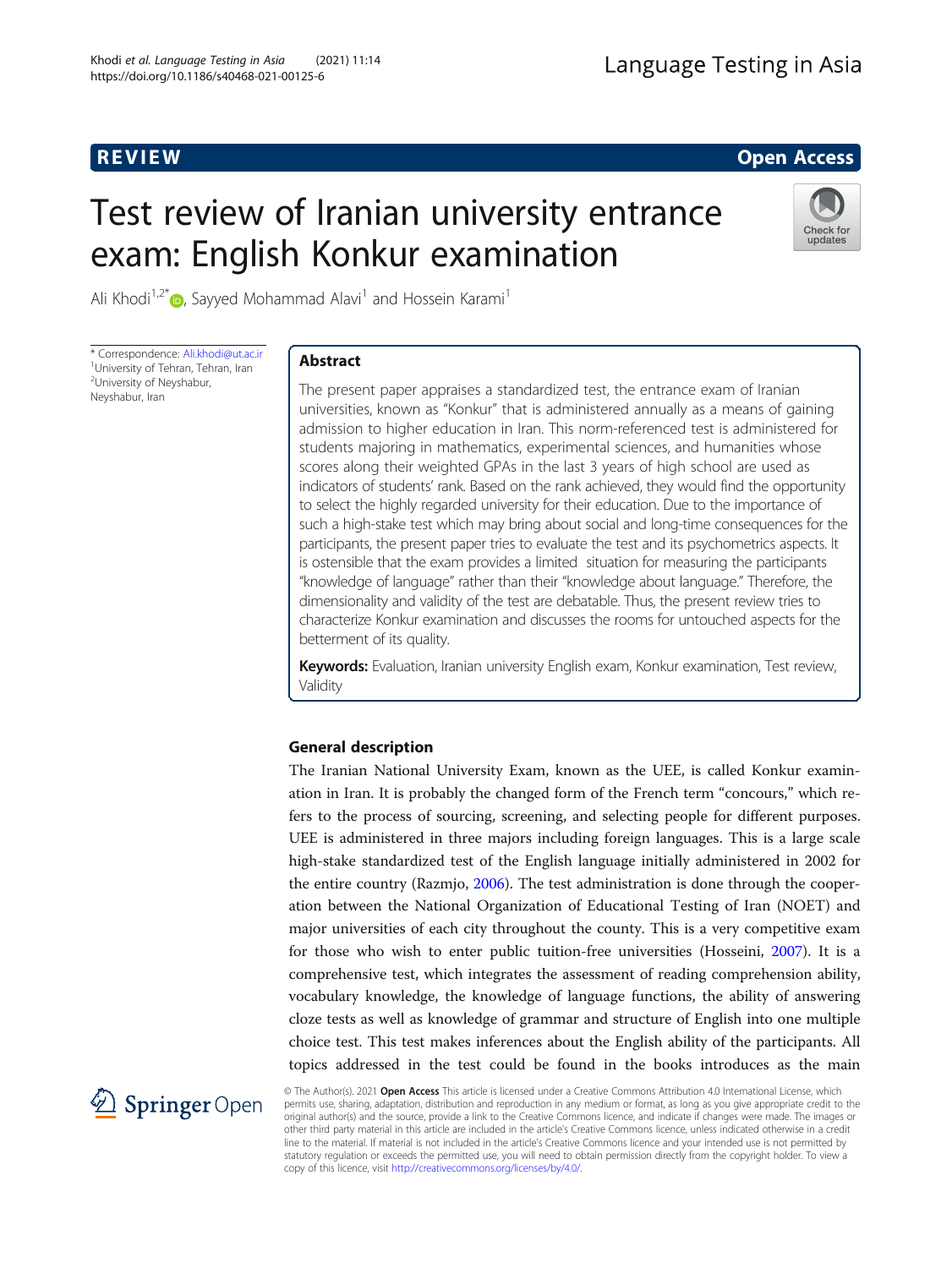REVIEW

Open Access

# Test review of Iranian university entrance exam: English Konkur examination

Ali Khodi[1,2*], Sayyed Mohammad Alavi[1] and Hossein Karami[1]

\* Correspondence: Ali.khodi@ut.ac.ir
[1] University of Tehran, Tehran, Iran
[2] University of Neyshabur, Neyshabur, Iran

## Abstract

The present paper appraises a standardized test, the entrance exam of Iranian universities, known as "Konkur" that is administered annually as a means of gaining admission to higher education in Iran. This norm-referenced test is administered for students majoring in mathematics, experimental sciences, and humanities whose scores along their weighted GPAs in the last 3 years of high school are used as indicators of students' rank. Based on the rank achieved, they would find the opportunity to select the highly regarded university for their education. Due to the importance of such a high-stake test which may bring about social and long-time consequences for the participants, the present paper tries to evaluate the test and its psychometrics aspects. It is ostensible that the exam provides a limited situation for measuring the participants "knowledge of language" rather than their "knowledge about language." Therefore, the dimensionality and validity of the test are debatable. Thus, the present review tries to characterize Konkur examination and discusses the rooms for untouched aspects for the betterment of its quality.

**Keywords:** Evaluation, Iranian university English exam, Konkur examination, Test review, Validity

## General description

The Iranian National University Exam, known as the UEE, is called Konkur examination in Iran. It is probably the changed form of the French term "concours," which refers to the process of sourcing, screening, and selecting people for different purposes. UEE is administered in three majors including foreign languages. This is a large scale high-stake standardized test of the English language initially administered in 2002 for the entire country (Razmjo, 2006). The test administration is done through the cooperation between the National Organization of Educational Testing of Iran (NOET) and major universities of each city throughout the county. This is a very competitive exam for those who wish to enter public tuition-free universities (Hosseini, 2007). It is a comprehensive test, which integrates the assessment of reading comprehension ability, vocabulary knowledge, the knowledge of language functions, the ability of answering cloze tests as well as knowledge of grammar and structure of English into one multiple choice test. This test makes inferences about the English ability of the participants. All topics addressed in the test could be found in the books introduces as the main

© The Author(s). 2021 **Open Access** This article is licensed under a Creative Commons Attribution 4.0 International License, which permits use, sharing, adaptation, distribution and reproduction in any medium or format, as long as you give appropriate credit to the original author(s) and the source, provide a link to the Creative Commons licence, and indicate if changes were made. The images or other third party material in this article are included in the article's Creative Commons licence, unless indicated otherwise in a credit line to the material. If material is not included in the article's Creative Commons licence and your intended use is not permitted by statutory regulation or exceeds the permitted use, you will need to obtain permission directly from the copyright holder. To view a copy of this licence, visit http://creativecommons.org/licenses/by/4.0/.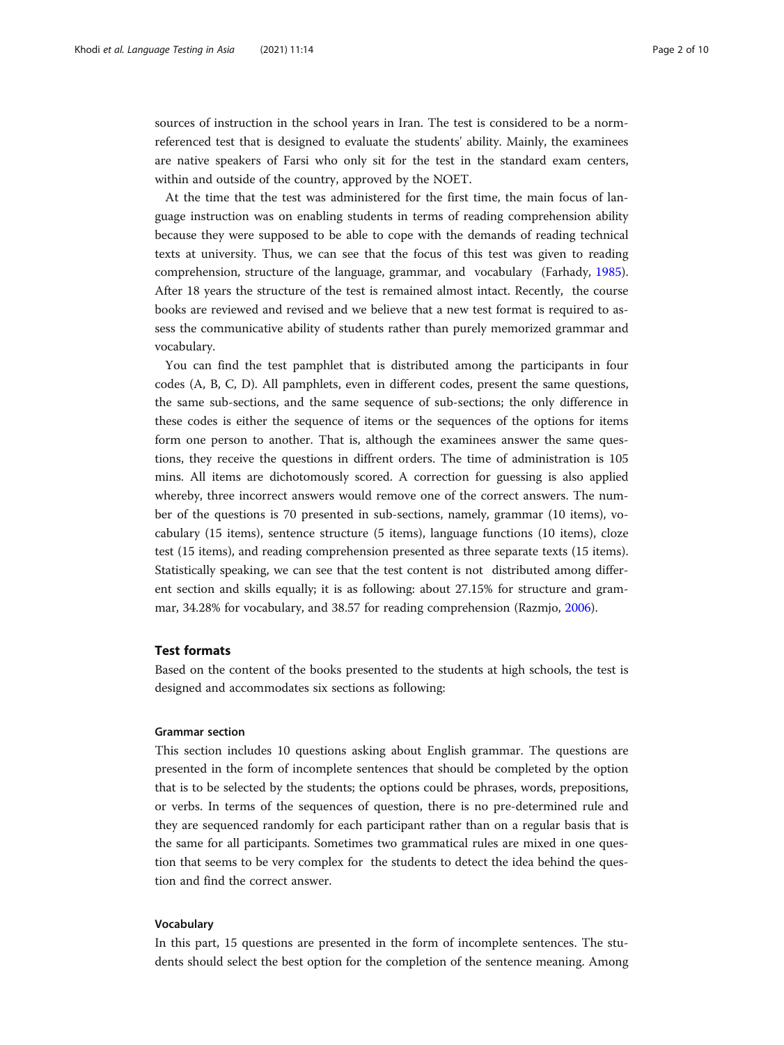sources of instruction in the school years in Iran. The test is considered to be a norm-referenced test that is designed to evaluate the students' ability. Mainly, the examinees are native speakers of Farsi who only sit for the test in the standard exam centers, within and outside of the country, approved by the NOET.

At the time that the test was administered for the first time, the main focus of language instruction was on enabling students in terms of reading comprehension ability because they were supposed to be able to cope with the demands of reading technical texts at university. Thus, we can see that the focus of this test was given to reading comprehension, structure of the language, grammar, and vocabulary (Farhady, 1985). After 18 years the structure of the test is remained almost intact. Recently, the course books are reviewed and revised and we believe that a new test format is required to assess the communicative ability of students rather than purely memorized grammar and vocabulary.

You can find the test pamphlet that is distributed among the participants in four codes (A, B, C, D). All pamphlets, even in different codes, present the same questions, the same sub-sections, and the same sequence of sub-sections; the only difference in these codes is either the sequence of items or the sequences of the options for items form one person to another. That is, although the examinees answer the same questions, they receive the questions in diffrent orders. The time of administration is 105 mins. All items are dichotomously scored. A correction for guessing is also applied whereby, three incorrect answers would remove one of the correct answers. The number of the questions is 70 presented in sub-sections, namely, grammar (10 items), vocabulary (15 items), sentence structure (5 items), language functions (10 items), cloze test (15 items), and reading comprehension presented as three separate texts (15 items). Statistically speaking, we can see that the test content is not distributed among different section and skills equally; it is as following: about 27.15% for structure and grammar, 34.28% for vocabulary, and 38.57 for reading comprehension (Razmjo, 2006).

## Test formats

Based on the content of the books presented to the students at high schools, the test is designed and accommodates six sections as following:

### Grammar section

This section includes 10 questions asking about English grammar. The questions are presented in the form of incomplete sentences that should be completed by the option that is to be selected by the students; the options could be phrases, words, prepositions, or verbs. In terms of the sequences of question, there is no pre-determined rule and they are sequenced randomly for each participant rather than on a regular basis that is the same for all participants. Sometimes two grammatical rules are mixed in one question that seems to be very complex for the students to detect the idea behind the question and find the correct answer.

### Vocabulary

In this part, 15 questions are presented in the form of incomplete sentences. The students should select the best option for the completion of the sentence meaning. Among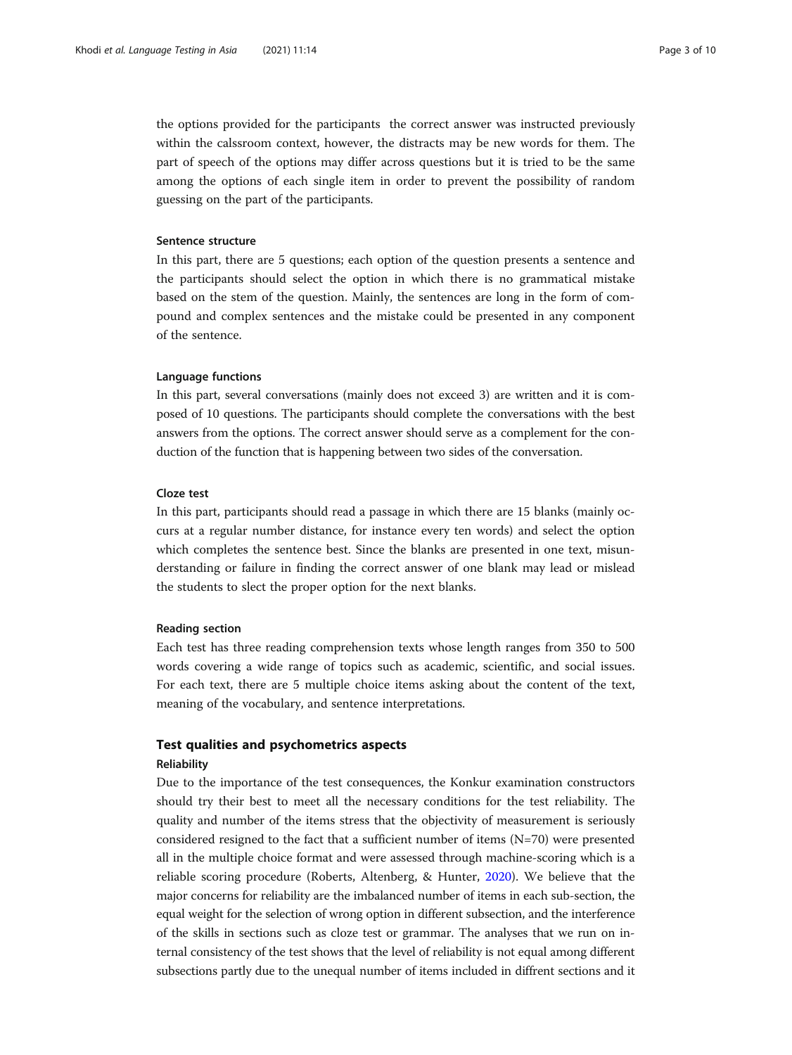the options provided for the participants  the correct answer was instructed previously within the calssroom context, however, the distracts may be new words for them. The part of speech of the options may differ across questions but it is tried to be the same among the options of each single item in order to prevent the possibility of random guessing on the part of the participants.

#### Sentence structure

In this part, there are 5 questions; each option of the question presents a sentence and the participants should select the option in which there is no grammatical mistake based on the stem of the question. Mainly, the sentences are long in the form of compound and complex sentences and the mistake could be presented in any component of the sentence.

#### Language functions

In this part, several conversations (mainly does not exceed 3) are written and it is composed of 10 questions. The participants should complete the conversations with the best answers from the options. The correct answer should serve as a complement for the conduction of the function that is happening between two sides of the conversation.

#### Cloze test

In this part, participants should read a passage in which there are 15 blanks (mainly occurs at a regular number distance, for instance every ten words) and select the option which completes the sentence best. Since the blanks are presented in one text, misunderstanding or failure in finding the correct answer of one blank may lead or mislead the students to slect the proper option for the next blanks.

#### Reading section

Each test has three reading comprehension texts whose length ranges from 350 to 500 words covering a wide range of topics such as academic, scientific, and social issues. For each text, there are 5 multiple choice items asking about the content of the text, meaning of the vocabulary, and sentence interpretations.

## Test qualities and psychometrics aspects

### Reliability

Due to the importance of the test consequences, the Konkur examination constructors should try their best to meet all the necessary conditions for the test reliability. The quality and number of the items stress that the objectivity of measurement is seriously considered resigned to the fact that a sufficient number of items (N=70) were presented all in the multiple choice format and were assessed through machine-scoring which is a reliable scoring procedure (Roberts, Altenberg, & Hunter, 2020). We believe that the major concerns for reliability are the imbalanced number of items in each sub-section, the equal weight for the selection of wrong option in different subsection, and the interference of the skills in sections such as cloze test or grammar. The analyses that we run on internal consistency of the test shows that the level of reliability is not equal among different subsections partly due to the unequal number of items included in diffrent sections and it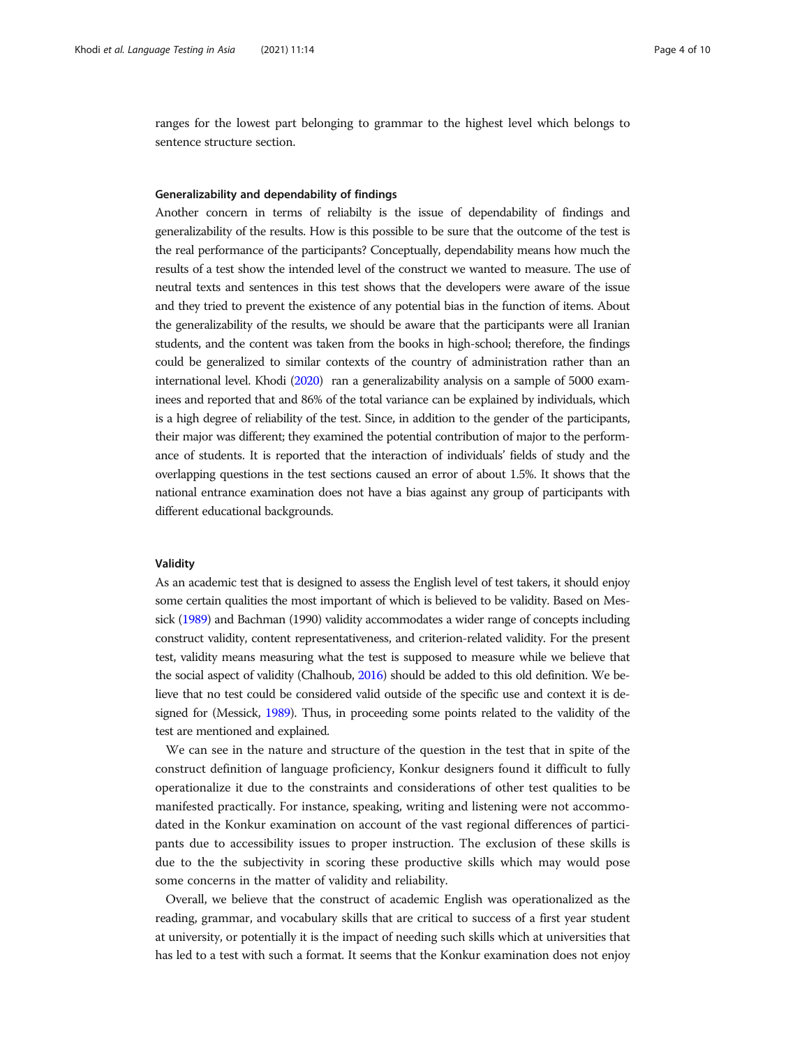ranges for the lowest part belonging to grammar to the highest level which belongs to sentence structure section.

#### Generalizability and dependability of findings

Another concern in terms of reliabilty is the issue of dependability of findings and generalizability of the results. How is this possible to be sure that the outcome of the test is the real performance of the participants? Conceptually, dependability means how much the results of a test show the intended level of the construct we wanted to measure. The use of neutral texts and sentences in this test shows that the developers were aware of the issue and they tried to prevent the existence of any potential bias in the function of items. About the generalizability of the results, we should be aware that the participants were all Iranian students, and the content was taken from the books in high-school; therefore, the findings could be generalized to similar contexts of the country of administration rather than an international level. Khodi (2020) ran a generalizability analysis on a sample of 5000 examinees and reported that and 86% of the total variance can be explained by individuals, which is a high degree of reliability of the test. Since, in addition to the gender of the participants, their major was different; they examined the potential contribution of major to the performance of students. It is reported that the interaction of individuals' fields of study and the overlapping questions in the test sections caused an error of about 1.5%. It shows that the national entrance examination does not have a bias against any group of participants with different educational backgrounds.

#### Validity

As an academic test that is designed to assess the English level of test takers, it should enjoy some certain qualities the most important of which is believed to be validity. Based on Messick (1989) and Bachman (1990) validity accommodates a wider range of concepts including construct validity, content representativeness, and criterion-related validity. For the present test, validity means measuring what the test is supposed to measure while we believe that the social aspect of validity (Chalhoub, 2016) should be added to this old definition. We believe that no test could be considered valid outside of the specific use and context it is designed for (Messick, 1989). Thus, in proceeding some points related to the validity of the test are mentioned and explained.

We can see in the nature and structure of the question in the test that in spite of the construct definition of language proficiency, Konkur designers found it difficult to fully operationalize it due to the constraints and considerations of other test qualities to be manifested practically. For instance, speaking, writing and listening were not accommodated in the Konkur examination on account of the vast regional differences of participants due to accessibility issues to proper instruction. The exclusion of these skills is due to the the subjectivity in scoring these productive skills which may would pose some concerns in the matter of validity and reliability.

Overall, we believe that the construct of academic English was operationalized as the reading, grammar, and vocabulary skills that are critical to success of a first year student at university, or potentially it is the impact of needing such skills which at universities that has led to a test with such a format. It seems that the Konkur examination does not enjoy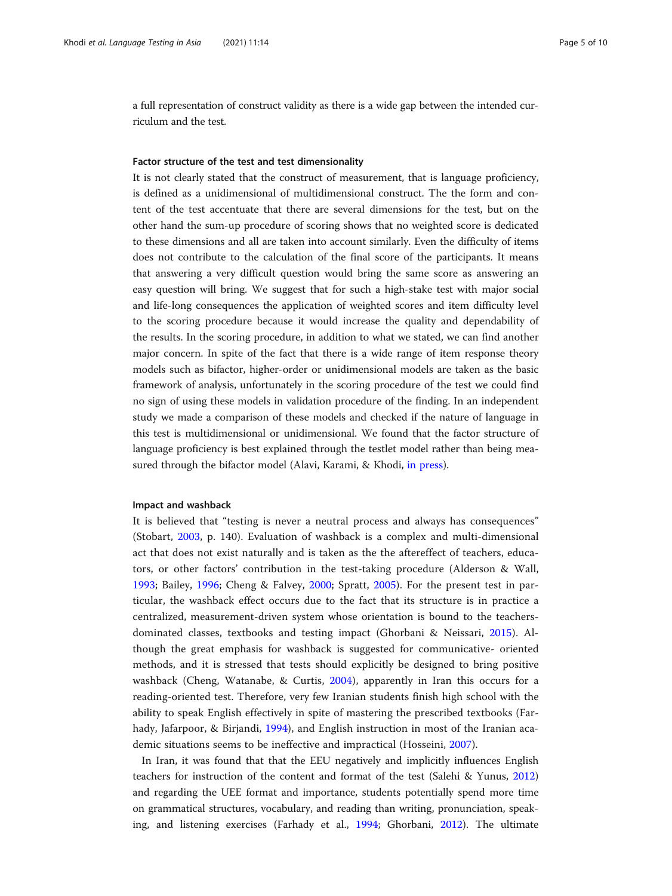a full representation of construct validity as there is a wide gap between the intended curriculum and the test.

### Factor structure of the test and test dimensionality

It is not clearly stated that the construct of measurement, that is language proficiency, is defined as a unidimensional of multidimensional construct. The the form and content of the test accentuate that there are several dimensions for the test, but on the other hand the sum-up procedure of scoring shows that no weighted score is dedicated to these dimensions and all are taken into account similarly. Even the difficulty of items does not contribute to the calculation of the final score of the participants. It means that answering a very difficult question would bring the same score as answering an easy question will bring. We suggest that for such a high-stake test with major social and life-long consequences the application of weighted scores and item difficulty level to the scoring procedure because it would increase the quality and dependability of the results. In the scoring procedure, in addition to what we stated, we can find another major concern. In spite of the fact that there is a wide range of item response theory models such as bifactor, higher-order or unidimensional models are taken as the basic framework of analysis, unfortunately in the scoring procedure of the test we could find no sign of using these models in validation procedure of the finding. In an independent study we made a comparison of these models and checked if the nature of language in this test is multidimensional or unidimensional. We found that the factor structure of language proficiency is best explained through the testlet model rather than being measured through the bifactor model (Alavi, Karami, & Khodi, in press).

### Impact and washback

It is believed that "testing is never a neutral process and always has consequences" (Stobart, 2003, p. 140). Evaluation of washback is a complex and multi-dimensional act that does not exist naturally and is taken as the the aftereffect of teachers, educators, or other factors' contribution in the test-taking procedure (Alderson & Wall, 1993; Bailey, 1996; Cheng & Falvey, 2000; Spratt, 2005). For the present test in particular, the washback effect occurs due to the fact that its structure is in practice a centralized, measurement-driven system whose orientation is bound to the teachers-dominated classes, textbooks and testing impact (Ghorbani & Neissari, 2015). Although the great emphasis for washback is suggested for communicative- oriented methods, and it is stressed that tests should explicitly be designed to bring positive washback (Cheng, Watanabe, & Curtis, 2004), apparently in Iran this occurs for a reading-oriented test. Therefore, very few Iranian students finish high school with the ability to speak English effectively in spite of mastering the prescribed textbooks (Farhady, Jafarpoor, & Birjandi, 1994), and English instruction in most of the Iranian academic situations seems to be ineffective and impractical (Hosseini, 2007).

In Iran, it was found that that the EEU negatively and implicitly influences English teachers for instruction of the content and format of the test (Salehi & Yunus, 2012) and regarding the UEE format and importance, students potentially spend more time on grammatical structures, vocabulary, and reading than writing, pronunciation, speaking, and listening exercises (Farhady et al., 1994; Ghorbani, 2012). The ultimate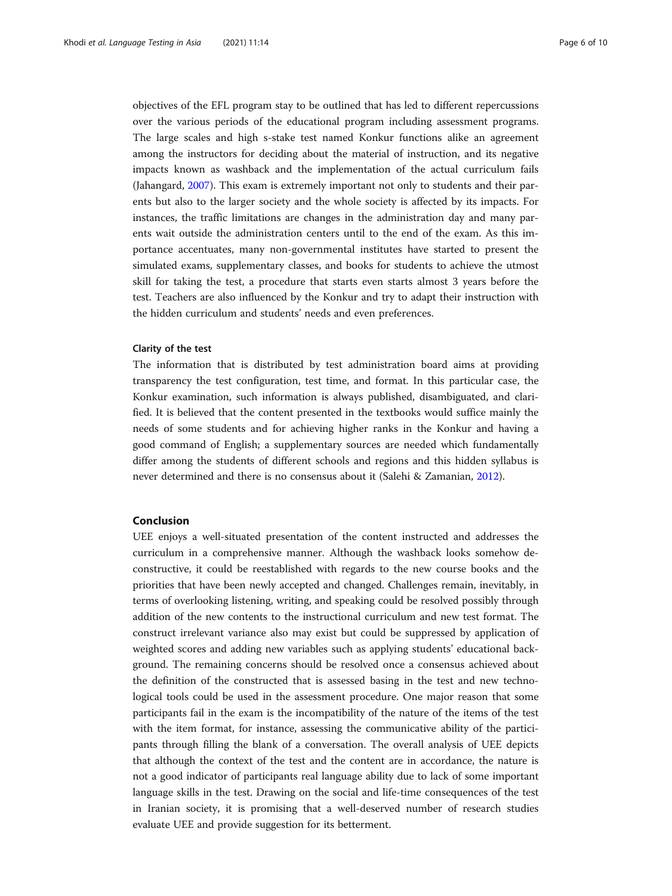objectives of the EFL program stay to be outlined that has led to different repercussions over the various periods of the educational program including assessment programs. The large scales and high s-stake test named Konkur functions alike an agreement among the instructors for deciding about the material of instruction, and its negative impacts known as washback and the implementation of the actual curriculum fails (Jahangard, 2007). This exam is extremely important not only to students and their parents but also to the larger society and the whole society is affected by its impacts. For instances, the traffic limitations are changes in the administration day and many parents wait outside the administration centers until to the end of the exam. As this importance accentuates, many non-governmental institutes have started to present the simulated exams, supplementary classes, and books for students to achieve the utmost skill for taking the test, a procedure that starts even starts almost 3 years before the test. Teachers are also influenced by the Konkur and try to adapt their instruction with the hidden curriculum and students' needs and even preferences.

### Clarity of the test

The information that is distributed by test administration board aims at providing transparency the test configuration, test time, and format. In this particular case, the Konkur examination, such information is always published, disambiguated, and clarified. It is believed that the content presented in the textbooks would suffice mainly the needs of some students and for achieving higher ranks in the Konkur and having a good command of English; a supplementary sources are needed which fundamentally differ among the students of different schools and regions and this hidden syllabus is never determined and there is no consensus about it (Salehi & Zamanian, 2012).

## Conclusion

UEE enjoys a well-situated presentation of the content instructed and addresses the curriculum in a comprehensive manner. Although the washback looks somehow deconstructive, it could be reestablished with regards to the new course books and the priorities that have been newly accepted and changed. Challenges remain, inevitably, in terms of overlooking listening, writing, and speaking could be resolved possibly through addition of the new contents to the instructional curriculum and new test format. The construct irrelevant variance also may exist but could be suppressed by application of weighted scores and adding new variables such as applying students' educational background. The remaining concerns should be resolved once a consensus achieved about the definition of the constructed that is assessed basing in the test and new technological tools could be used in the assessment procedure. One major reason that some participants fail in the exam is the incompatibility of the nature of the items of the test with the item format, for instance, assessing the communicative ability of the participants through filling the blank of a conversation. The overall analysis of UEE depicts that although the context of the test and the content are in accordance, the nature is not a good indicator of participants real language ability due to lack of some important language skills in the test. Drawing on the social and life-time consequences of the test in Iranian society, it is promising that a well-deserved number of research studies evaluate UEE and provide suggestion for its betterment.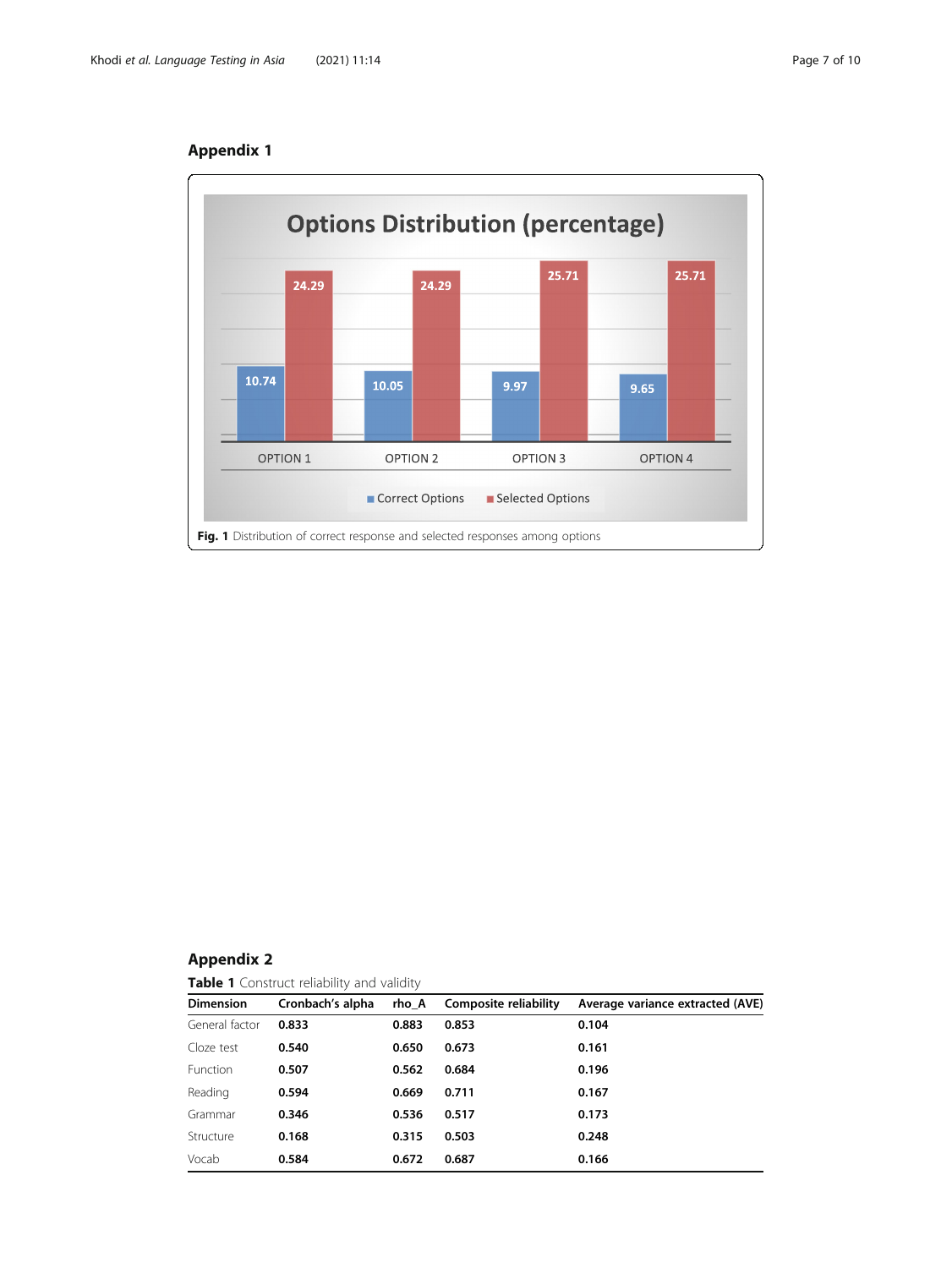## Appendix 1

Options Distribution (percentage)

| | OPTION 1 | OPTION 2 | OPTION 3 | OPTION 4 |
|---|---|---|---|---|
| Correct Options | 10.74 | 10.05 | 9.97 | 9.65 |
| Selected Options | 24.29 | 24.29 | 25.71 | 25.71 |

**Fig. 1** Distribution of correct response and selected responses among options

## Appendix 2

**Table 1** Construct reliability and validity

| Dimension | Cronbach's alpha | rho_A | Composite reliability | Average variance extracted (AVE) |
|---|---|---|---|---|
| General factor | **0.833** | **0.883** | **0.853** | **0.104** |
| Cloze test | **0.540** | **0.650** | **0.673** | **0.161** |
| Function | **0.507** | **0.562** | **0.684** | **0.196** |
| Reading | **0.594** | **0.669** | **0.711** | **0.167** |
| Grammar | **0.346** | **0.536** | **0.517** | **0.173** |
| Structure | **0.168** | **0.315** | **0.503** | **0.248** |
| Vocab | **0.584** | **0.672** | **0.687** | **0.166** |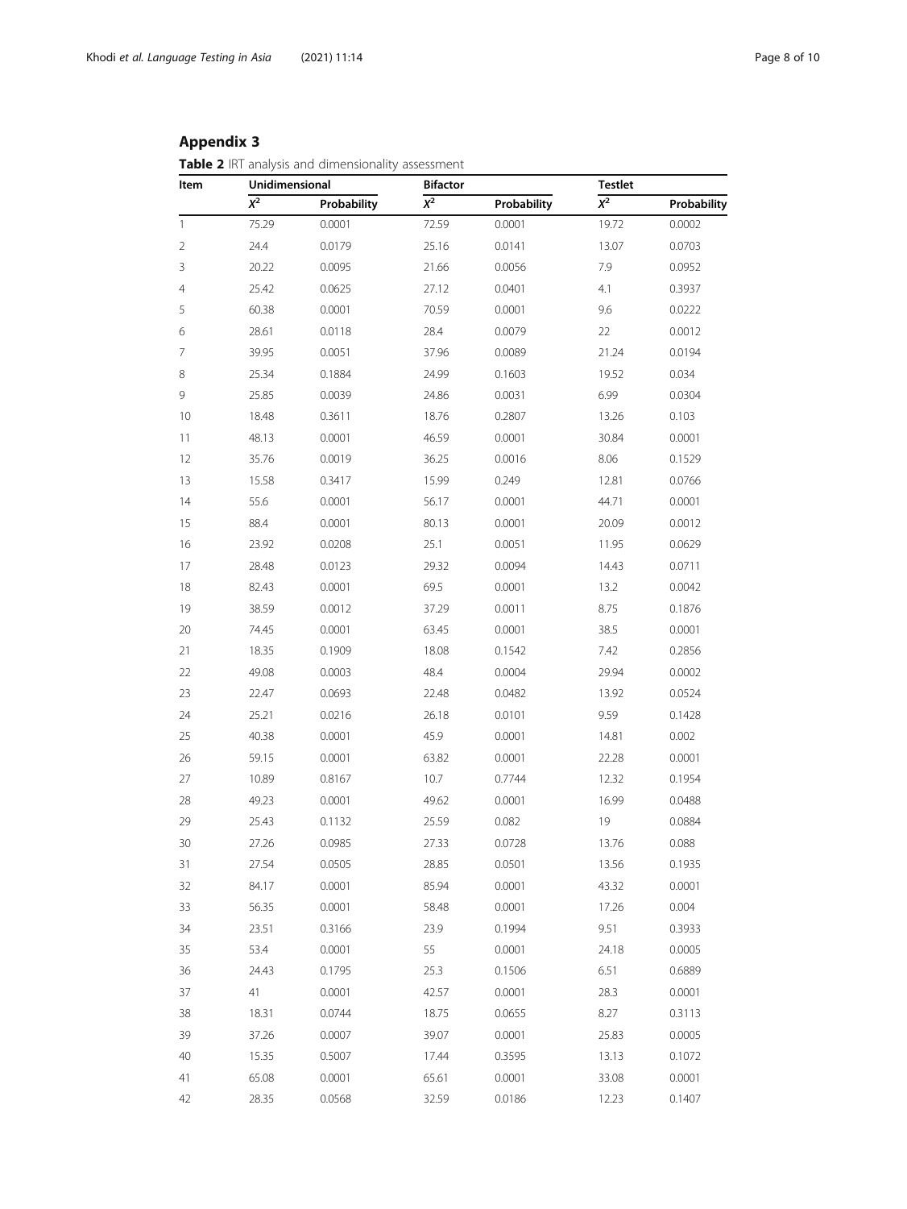## Appendix 3

**Table 2** IRT analysis and dimensionality assessment

| Item | Unidimensional | | Bifactor | | Testlet | |
|---|---|---|---|---|---|---|
| | $X^2$ | Probability | $X^2$ | Probability | $X^2$ | Probability |
| 1 | 75.29 | 0.0001 | 72.59 | 0.0001 | 19.72 | 0.0002 |
| 2 | 24.4 | 0.0179 | 25.16 | 0.0141 | 13.07 | 0.0703 |
| 3 | 20.22 | 0.0095 | 21.66 | 0.0056 | 7.9 | 0.0952 |
| 4 | 25.42 | 0.0625 | 27.12 | 0.0401 | 4.1 | 0.3937 |
| 5 | 60.38 | 0.0001 | 70.59 | 0.0001 | 9.6 | 0.0222 |
| 6 | 28.61 | 0.0118 | 28.4 | 0.0079 | 22 | 0.0012 |
| 7 | 39.95 | 0.0051 | 37.96 | 0.0089 | 21.24 | 0.0194 |
| 8 | 25.34 | 0.1884 | 24.99 | 0.1603 | 19.52 | 0.034 |
| 9 | 25.85 | 0.0039 | 24.86 | 0.0031 | 6.99 | 0.0304 |
| 10 | 18.48 | 0.3611 | 18.76 | 0.2807 | 13.26 | 0.103 |
| 11 | 48.13 | 0.0001 | 46.59 | 0.0001 | 30.84 | 0.0001 |
| 12 | 35.76 | 0.0019 | 36.25 | 0.0016 | 8.06 | 0.1529 |
| 13 | 15.58 | 0.3417 | 15.99 | 0.249 | 12.81 | 0.0766 |
| 14 | 55.6 | 0.0001 | 56.17 | 0.0001 | 44.71 | 0.0001 |
| 15 | 88.4 | 0.0001 | 80.13 | 0.0001 | 20.09 | 0.0012 |
| 16 | 23.92 | 0.0208 | 25.1 | 0.0051 | 11.95 | 0.0629 |
| 17 | 28.48 | 0.0123 | 29.32 | 0.0094 | 14.43 | 0.0711 |
| 18 | 82.43 | 0.0001 | 69.5 | 0.0001 | 13.2 | 0.0042 |
| 19 | 38.59 | 0.0012 | 37.29 | 0.0011 | 8.75 | 0.1876 |
| 20 | 74.45 | 0.0001 | 63.45 | 0.0001 | 38.5 | 0.0001 |
| 21 | 18.35 | 0.1909 | 18.08 | 0.1542 | 7.42 | 0.2856 |
| 22 | 49.08 | 0.0003 | 48.4 | 0.0004 | 29.94 | 0.0002 |
| 23 | 22.47 | 0.0693 | 22.48 | 0.0482 | 13.92 | 0.0524 |
| 24 | 25.21 | 0.0216 | 26.18 | 0.0101 | 9.59 | 0.1428 |
| 25 | 40.38 | 0.0001 | 45.9 | 0.0001 | 14.81 | 0.002 |
| 26 | 59.15 | 0.0001 | 63.82 | 0.0001 | 22.28 | 0.0001 |
| 27 | 10.89 | 0.8167 | 10.7 | 0.7744 | 12.32 | 0.1954 |
| 28 | 49.23 | 0.0001 | 49.62 | 0.0001 | 16.99 | 0.0488 |
| 29 | 25.43 | 0.1132 | 25.59 | 0.082 | 19 | 0.0884 |
| 30 | 27.26 | 0.0985 | 27.33 | 0.0728 | 13.76 | 0.088 |
| 31 | 27.54 | 0.0505 | 28.85 | 0.0501 | 13.56 | 0.1935 |
| 32 | 84.17 | 0.0001 | 85.94 | 0.0001 | 43.32 | 0.0001 |
| 33 | 56.35 | 0.0001 | 58.48 | 0.0001 | 17.26 | 0.004 |
| 34 | 23.51 | 0.3166 | 23.9 | 0.1994 | 9.51 | 0.3933 |
| 35 | 53.4 | 0.0001 | 55 | 0.0001 | 24.18 | 0.0005 |
| 36 | 24.43 | 0.1795 | 25.3 | 0.1506 | 6.51 | 0.6889 |
| 37 | 41 | 0.0001 | 42.57 | 0.0001 | 28.3 | 0.0001 |
| 38 | 18.31 | 0.0744 | 18.75 | 0.0655 | 8.27 | 0.3113 |
| 39 | 37.26 | 0.0007 | 39.07 | 0.0001 | 25.83 | 0.0005 |
| 40 | 15.35 | 0.5007 | 17.44 | 0.3595 | 13.13 | 0.1072 |
| 41 | 65.08 | 0.0001 | 65.61 | 0.0001 | 33.08 | 0.0001 |
| 42 | 28.35 | 0.0568 | 32.59 | 0.0186 | 12.23 | 0.1407 |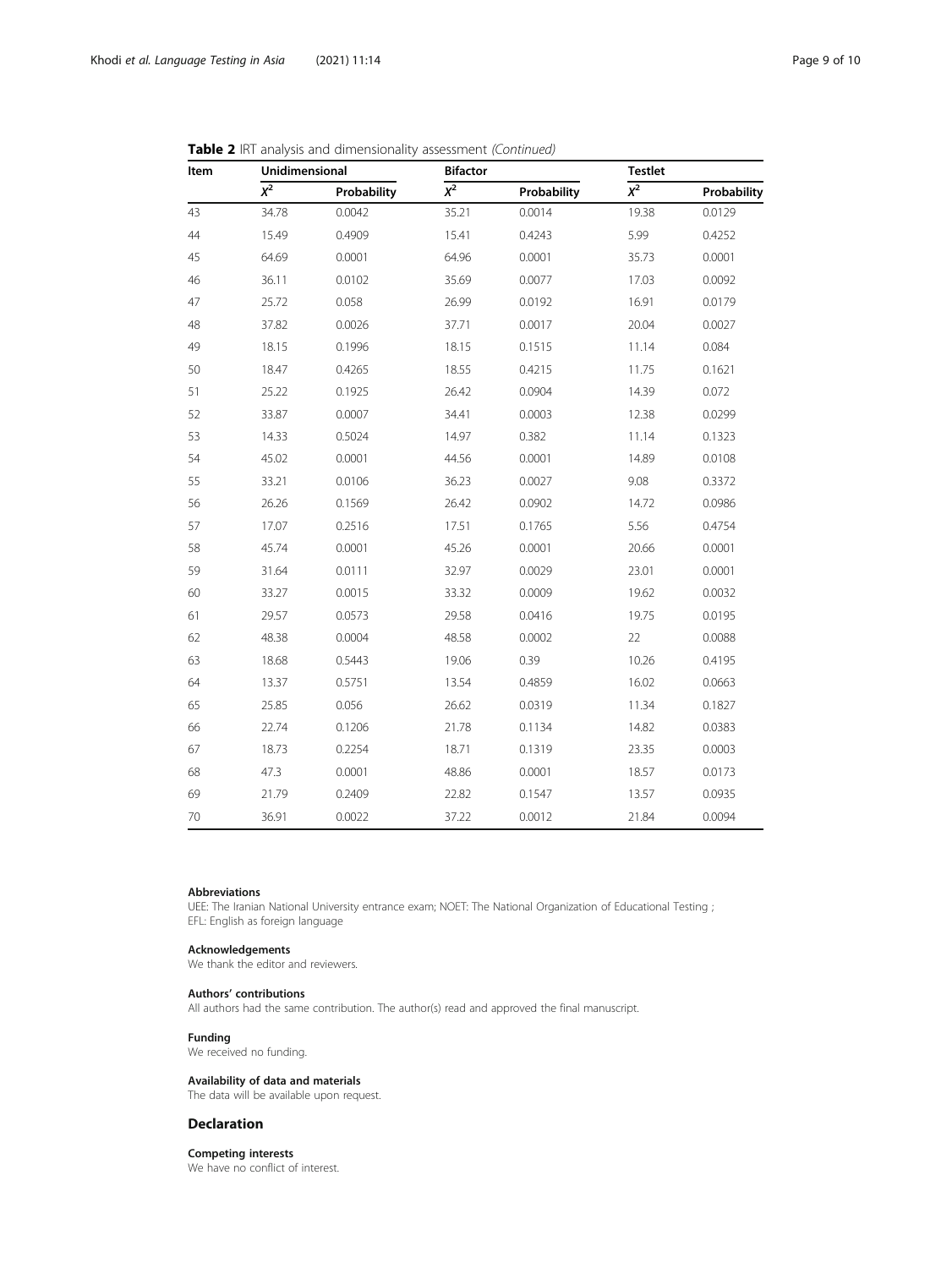**Table 2** IRT analysis and dimensionality assessment *(Continued)*

| Item | Unidimensional | | Bifactor | | Testlet | |
|---|---|---|---|---|---|---|
| | $X^2$ | Probability | $X^2$ | Probability | $X^2$ | Probability |
| 43 | 34.78 | 0.0042 | 35.21 | 0.0014 | 19.38 | 0.0129 |
| 44 | 15.49 | 0.4909 | 15.41 | 0.4243 | 5.99 | 0.4252 |
| 45 | 64.69 | 0.0001 | 64.96 | 0.0001 | 35.73 | 0.0001 |
| 46 | 36.11 | 0.0102 | 35.69 | 0.0077 | 17.03 | 0.0092 |
| 47 | 25.72 | 0.058 | 26.99 | 0.0192 | 16.91 | 0.0179 |
| 48 | 37.82 | 0.0026 | 37.71 | 0.0017 | 20.04 | 0.0027 |
| 49 | 18.15 | 0.1996 | 18.15 | 0.1515 | 11.14 | 0.084 |
| 50 | 18.47 | 0.4265 | 18.55 | 0.4215 | 11.75 | 0.1621 |
| 51 | 25.22 | 0.1925 | 26.42 | 0.0904 | 14.39 | 0.072 |
| 52 | 33.87 | 0.0007 | 34.41 | 0.0003 | 12.38 | 0.0299 |
| 53 | 14.33 | 0.5024 | 14.97 | 0.382 | 11.14 | 0.1323 |
| 54 | 45.02 | 0.0001 | 44.56 | 0.0001 | 14.89 | 0.0108 |
| 55 | 33.21 | 0.0106 | 36.23 | 0.0027 | 9.08 | 0.3372 |
| 56 | 26.26 | 0.1569 | 26.42 | 0.0902 | 14.72 | 0.0986 |
| 57 | 17.07 | 0.2516 | 17.51 | 0.1765 | 5.56 | 0.4754 |
| 58 | 45.74 | 0.0001 | 45.26 | 0.0001 | 20.66 | 0.0001 |
| 59 | 31.64 | 0.0111 | 32.97 | 0.0029 | 23.01 | 0.0001 |
| 60 | 33.27 | 0.0015 | 33.32 | 0.0009 | 19.62 | 0.0032 |
| 61 | 29.57 | 0.0573 | 29.58 | 0.0416 | 19.75 | 0.0195 |
| 62 | 48.38 | 0.0004 | 48.58 | 0.0002 | 22 | 0.0088 |
| 63 | 18.68 | 0.5443 | 19.06 | 0.39 | 10.26 | 0.4195 |
| 64 | 13.37 | 0.5751 | 13.54 | 0.4859 | 16.02 | 0.0663 |
| 65 | 25.85 | 0.056 | 26.62 | 0.0319 | 11.34 | 0.1827 |
| 66 | 22.74 | 0.1206 | 21.78 | 0.1134 | 14.82 | 0.0383 |
| 67 | 18.73 | 0.2254 | 18.71 | 0.1319 | 23.35 | 0.0003 |
| 68 | 47.3 | 0.0001 | 48.86 | 0.0001 | 18.57 | 0.0173 |
| 69 | 21.79 | 0.2409 | 22.82 | 0.1547 | 13.57 | 0.0935 |
| 70 | 36.91 | 0.0022 | 37.22 | 0.0012 | 21.84 | 0.0094 |

#### Abbreviations
UEE: The Iranian National University entrance exam; NOET: The National Organization of Educational Testing ; EFL: English as foreign language

#### Acknowledgements
We thank the editor and reviewers.

#### Authors' contributions
All authors had the same contribution. The author(s) read and approved the final manuscript.

#### Funding
We received no funding.

#### Availability of data and materials
The data will be available upon request.

### Declaration

#### Competing interests
We have no conflict of interest.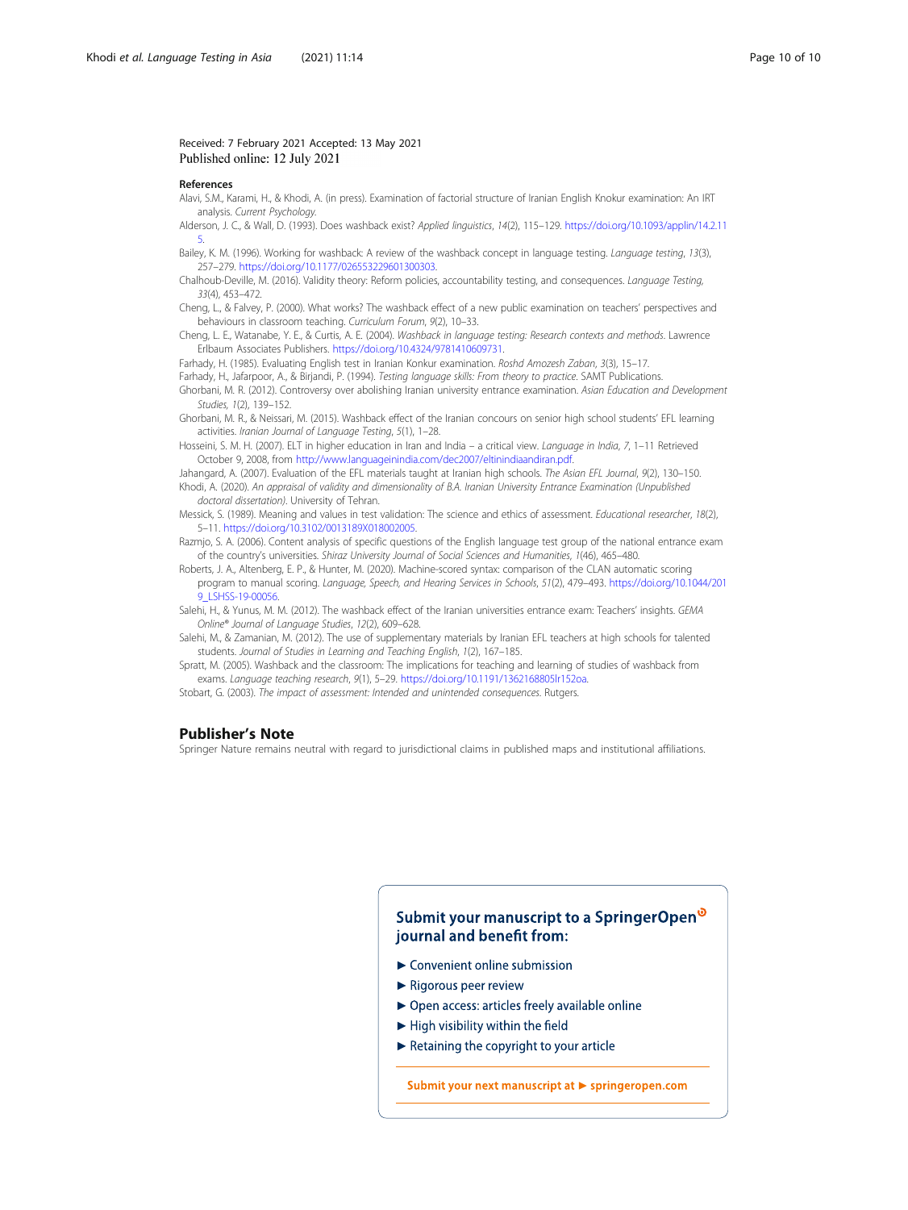Received: 7 February 2021 Accepted: 13 May 2021
Published online: 12 July 2021

### References

Alavi, S.M., Karami, H., & Khodi, A. (in press). Examination of factorial structure of Iranian English Knokur examination: An IRT analysis. *Current Psychology.*

Alderson, J. C., & Wall, D. (1993). Does washback exist? *Applied linguistics*, *14*(2), 115–129. https://doi.org/10.1093/applin/14.2.115.

Bailey, K. M. (1996). Working for washback: A review of the washback concept in language testing. *Language testing*, *13*(3), 257–279. https://doi.org/10.1177/026553229601300303.

Chalhoub-Deville, M. (2016). Validity theory: Reform policies, accountability testing, and consequences. *Language Testing, 33*(4), 453–472.

Cheng, L., & Falvey, P. (2000). What works? The washback effect of a new public examination on teachers' perspectives and behaviours in classroom teaching. *Curriculum Forum*, *9*(2), 10–33.

Cheng, L. E., Watanabe, Y. E., & Curtis, A. E. (2004). *Washback in language testing: Research contexts and methods*. Lawrence Erlbaum Associates Publishers. https://doi.org/10.4324/9781410609731.

Farhady, H. (1985). Evaluating English test in Iranian Konkur examination. *Roshd Amozesh Zaban*, *3*(3), 15–17.

Farhady, H., Jafarpoor, A., & Birjandi, P. (1994). *Testing language skills: From theory to practice*. SAMT Publications.

Ghorbani, M. R. (2012). Controversy over abolishing Iranian university entrance examination. *Asian Education and Development Studies, 1*(2), 139–152.

Ghorbani, M. R., & Neissari, M. (2015). Washback effect of the Iranian concours on senior high school students' EFL learning activities. *Iranian Journal of Language Testing*, *5*(1), 1–28.

Hosseini, S. M. H. (2007). ELT in higher education in Iran and India – a critical view. *Language in India*, *7*, 1–11 Retrieved October 9, 2008, from http://www.languageinindia.com/dec2007/eltinindiaandiran.pdf.

Jahangard, A. (2007). Evaluation of the EFL materials taught at Iranian high schools. *The Asian EFL Journal*, *9*(2), 130–150.

Khodi, A. (2020). *An appraisal of validity and dimensionality of B.A. Iranian University Entrance Examination (Unpublished doctoral dissertation)*. University of Tehran.

Messick, S. (1989). Meaning and values in test validation: The science and ethics of assessment. *Educational researcher*, *18*(2), 5–11. https://doi.org/10.3102/0013189X018002005.

Razmjo, S. A. (2006). Content analysis of specific questions of the English language test group of the national entrance exam of the country's universities. *Shiraz University Journal of Social Sciences and Humanities*, *1*(46), 465–480.

Roberts, J. A., Altenberg, E. P., & Hunter, M. (2020). Machine-scored syntax: comparison of the CLAN automatic scoring program to manual scoring. *Language, Speech, and Hearing Services in Schools*, *51*(2), 479–493. https://doi.org/10.1044/2019_LSHSS-19-00056.

Salehi, H., & Yunus, M. M. (2012). The washback effect of the Iranian universities entrance exam: Teachers' insights. *GEMA Online® Journal of Language Studies*, *12*(2), 609–628.

Salehi, M., & Zamanian, M. (2012). The use of supplementary materials by Iranian EFL teachers at high schools for talented students. *Journal of Studies in Learning and Teaching English*, *1*(2), 167–185.

Spratt, M. (2005). Washback and the classroom: The implications for teaching and learning of studies of washback from exams. *Language teaching research*, *9*(1), 5–29. https://doi.org/10.1191/1362168805lr152oa.

Stobart, G. (2003). *The impact of assessment: Intended and unintended consequences*. Rutgers.

## Publisher's Note

Springer Nature remains neutral with regard to jurisdictional claims in published maps and institutional affiliations.